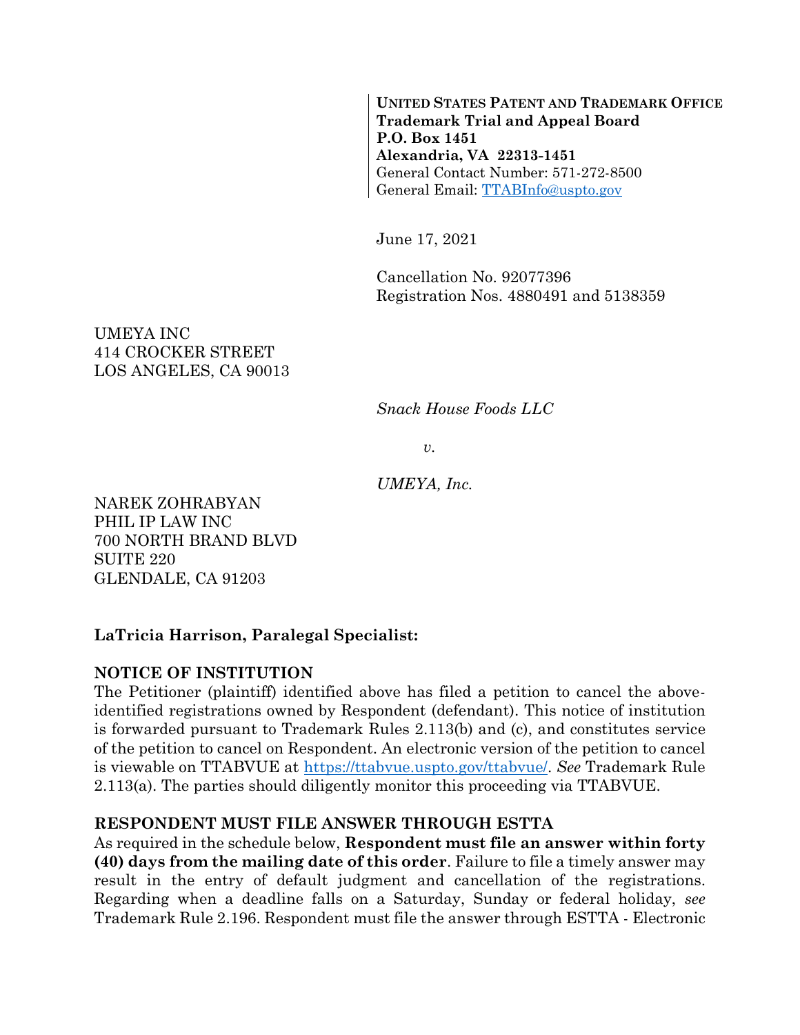**UNITED STATES PATENT AND TRADEMARK OFFICE**
**Trademark Trial and Appeal Board**
**P.O. Box 1451**
**Alexandria, VA 22313-1451**
General Contact Number: 571-272-8500
General Email: TTABInfo@uspto.gov

June 17, 2021

Cancellation No. 92077396
Registration Nos. 4880491 and 5138359

UMEYA INC
414 CROCKER STREET
LOS ANGELES, CA 90013

*Snack House Foods LLC*

*v.*

*UMEYA, Inc.*

NAREK ZOHRABYAN
PHIL IP LAW INC
700 NORTH BRAND BLVD
SUITE 220
GLENDALE, CA 91203

**LaTricia Harrison, Paralegal Specialist:**

**NOTICE OF INSTITUTION**

The Petitioner (plaintiff) identified above has filed a petition to cancel the above-identified registrations owned by Respondent (defendant). This notice of institution is forwarded pursuant to Trademark Rules 2.113(b) and (c), and constitutes service of the petition to cancel on Respondent. An electronic version of the petition to cancel is viewable on TTABVUE at https://ttabvue.uspto.gov/ttabvue/. *See* Trademark Rule 2.113(a). The parties should diligently monitor this proceeding via TTABVUE.

**RESPONDENT MUST FILE ANSWER THROUGH ESTTA**

As required in the schedule below, **Respondent must file an answer within forty (40) days from the mailing date of this order**. Failure to file a timely answer may result in the entry of default judgment and cancellation of the registrations. Regarding when a deadline falls on a Saturday, Sunday or federal holiday, *see* Trademark Rule 2.196. Respondent must file the answer through ESTTA - Electronic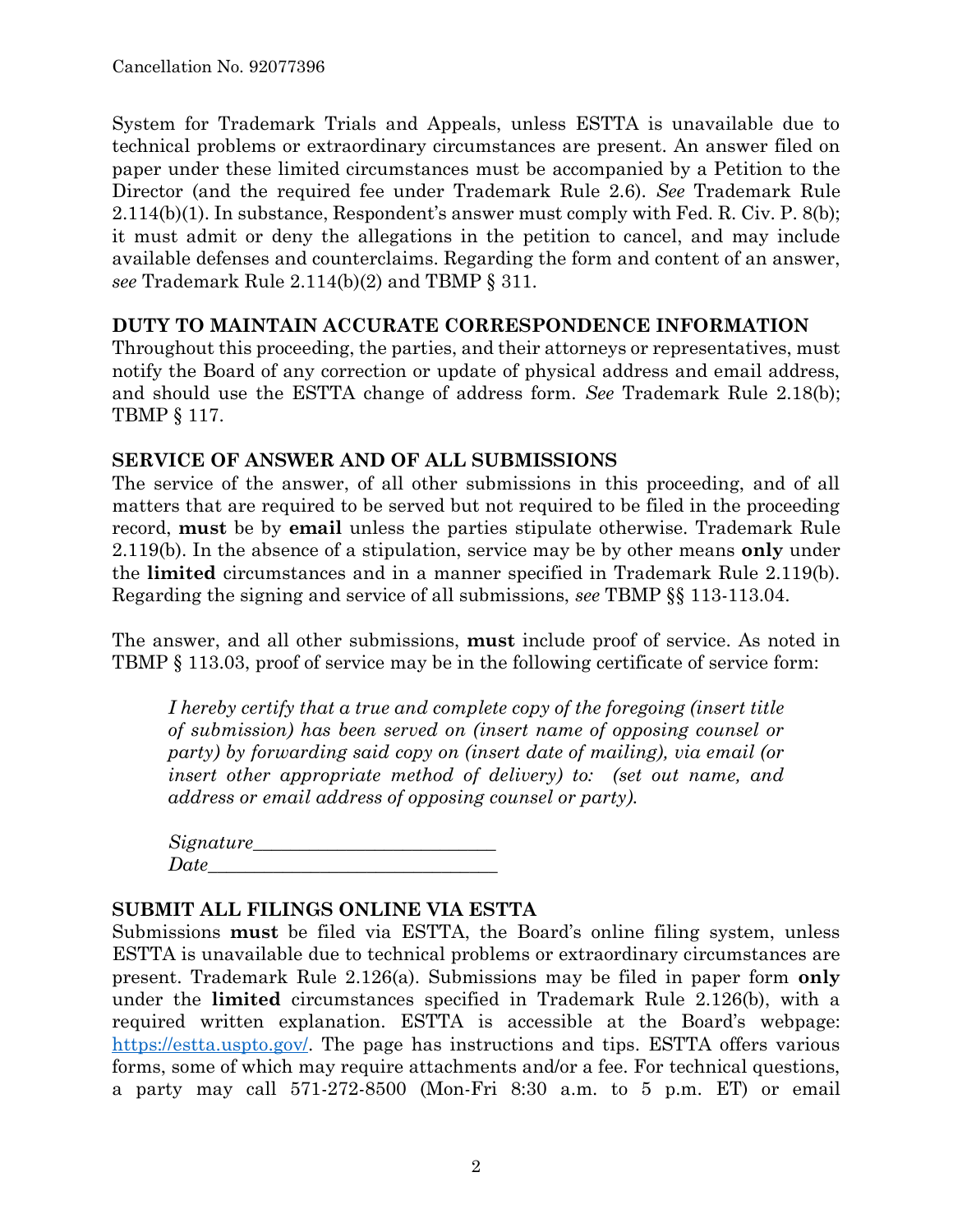System for Trademark Trials and Appeals, unless ESTTA is unavailable due to technical problems or extraordinary circumstances are present. An answer filed on paper under these limited circumstances must be accompanied by a Petition to the Director (and the required fee under Trademark Rule 2.6). *See* Trademark Rule 2.114(b)(1). In substance, Respondent's answer must comply with Fed. R. Civ. P. 8(b); it must admit or deny the allegations in the petition to cancel, and may include available defenses and counterclaims. Regarding the form and content of an answer, *see* Trademark Rule 2.114(b)(2) and TBMP § 311.

**DUTY TO MAINTAIN ACCURATE CORRESPONDENCE INFORMATION**

Throughout this proceeding, the parties, and their attorneys or representatives, must notify the Board of any correction or update of physical address and email address, and should use the ESTTA change of address form. *See* Trademark Rule 2.18(b); TBMP § 117.

**SERVICE OF ANSWER AND OF ALL SUBMISSIONS**

The service of the answer, of all other submissions in this proceeding, and of all matters that are required to be served but not required to be filed in the proceeding record, **must** be by **email** unless the parties stipulate otherwise. Trademark Rule 2.119(b). In the absence of a stipulation, service may be by other means **only** under the **limited** circumstances and in a manner specified in Trademark Rule 2.119(b). Regarding the signing and service of all submissions, *see* TBMP §§ 113-113.04.

The answer, and all other submissions, **must** include proof of service. As noted in TBMP § 113.03, proof of service may be in the following certificate of service form:

> *I hereby certify that a true and complete copy of the foregoing (insert title of submission) has been served on (insert name of opposing counsel or party) by forwarding said copy on (insert date of mailing), via email (or insert other appropriate method of delivery) to: (set out name, and address or email address of opposing counsel or party).*
>
> *Signature*__________________________
> *Date*______________________________

**SUBMIT ALL FILINGS ONLINE VIA ESTTA**

Submissions **must** be filed via ESTTA, the Board's online filing system, unless ESTTA is unavailable due to technical problems or extraordinary circumstances are present. Trademark Rule 2.126(a). Submissions may be filed in paper form **only** under the **limited** circumstances specified in Trademark Rule 2.126(b), with a required written explanation. ESTTA is accessible at the Board's webpage: https://estta.uspto.gov/. The page has instructions and tips. ESTTA offers various forms, some of which may require attachments and/or a fee. For technical questions, a party may call 571-272-8500 (Mon-Fri 8:30 a.m. to 5 p.m. ET) or email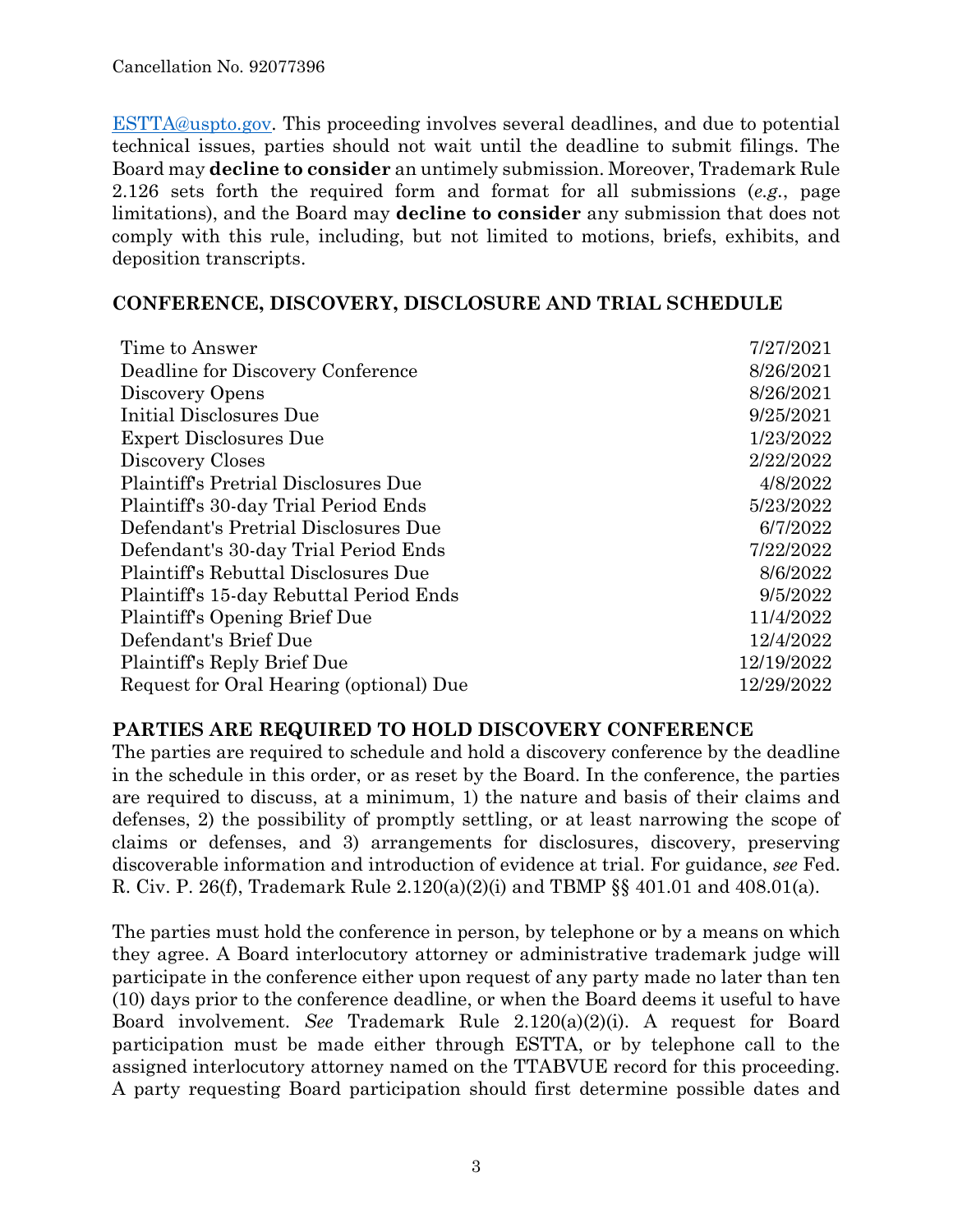ESTTA@uspto.gov. This proceeding involves several deadlines, and due to potential technical issues, parties should not wait until the deadline to submit filings. The Board may **decline to consider** an untimely submission. Moreover, Trademark Rule 2.126 sets forth the required form and format for all submissions (*e.g.*, page limitations), and the Board may **decline to consider** any submission that does not comply with this rule, including, but not limited to motions, briefs, exhibits, and deposition transcripts.

## CONFERENCE, DISCOVERY, DISCLOSURE AND TRIAL SCHEDULE

| | |
|---|---|
| Time to Answer | 7/27/2021 |
| Deadline for Discovery Conference | 8/26/2021 |
| Discovery Opens | 8/26/2021 |
| Initial Disclosures Due | 9/25/2021 |
| Expert Disclosures Due | 1/23/2022 |
| Discovery Closes | 2/22/2022 |
| Plaintiff's Pretrial Disclosures Due | 4/8/2022 |
| Plaintiff's 30-day Trial Period Ends | 5/23/2022 |
| Defendant's Pretrial Disclosures Due | 6/7/2022 |
| Defendant's 30-day Trial Period Ends | 7/22/2022 |
| Plaintiff's Rebuttal Disclosures Due | 8/6/2022 |
| Plaintiff's 15-day Rebuttal Period Ends | 9/5/2022 |
| Plaintiff's Opening Brief Due | 11/4/2022 |
| Defendant's Brief Due | 12/4/2022 |
| Plaintiff's Reply Brief Due | 12/19/2022 |
| Request for Oral Hearing (optional) Due | 12/29/2022 |

## PARTIES ARE REQUIRED TO HOLD DISCOVERY CONFERENCE

The parties are required to schedule and hold a discovery conference by the deadline in the schedule in this order, or as reset by the Board. In the conference, the parties are required to discuss, at a minimum, 1) the nature and basis of their claims and defenses, 2) the possibility of promptly settling, or at least narrowing the scope of claims or defenses, and 3) arrangements for disclosures, discovery, preserving discoverable information and introduction of evidence at trial. For guidance, *see* Fed. R. Civ. P. 26(f), Trademark Rule 2.120(a)(2)(i) and TBMP §§ 401.01 and 408.01(a).

The parties must hold the conference in person, by telephone or by a means on which they agree. A Board interlocutory attorney or administrative trademark judge will participate in the conference either upon request of any party made no later than ten (10) days prior to the conference deadline, or when the Board deems it useful to have Board involvement. *See* Trademark Rule 2.120(a)(2)(i). A request for Board participation must be made either through ESTTA, or by telephone call to the assigned interlocutory attorney named on the TTABVUE record for this proceeding. A party requesting Board participation should first determine possible dates and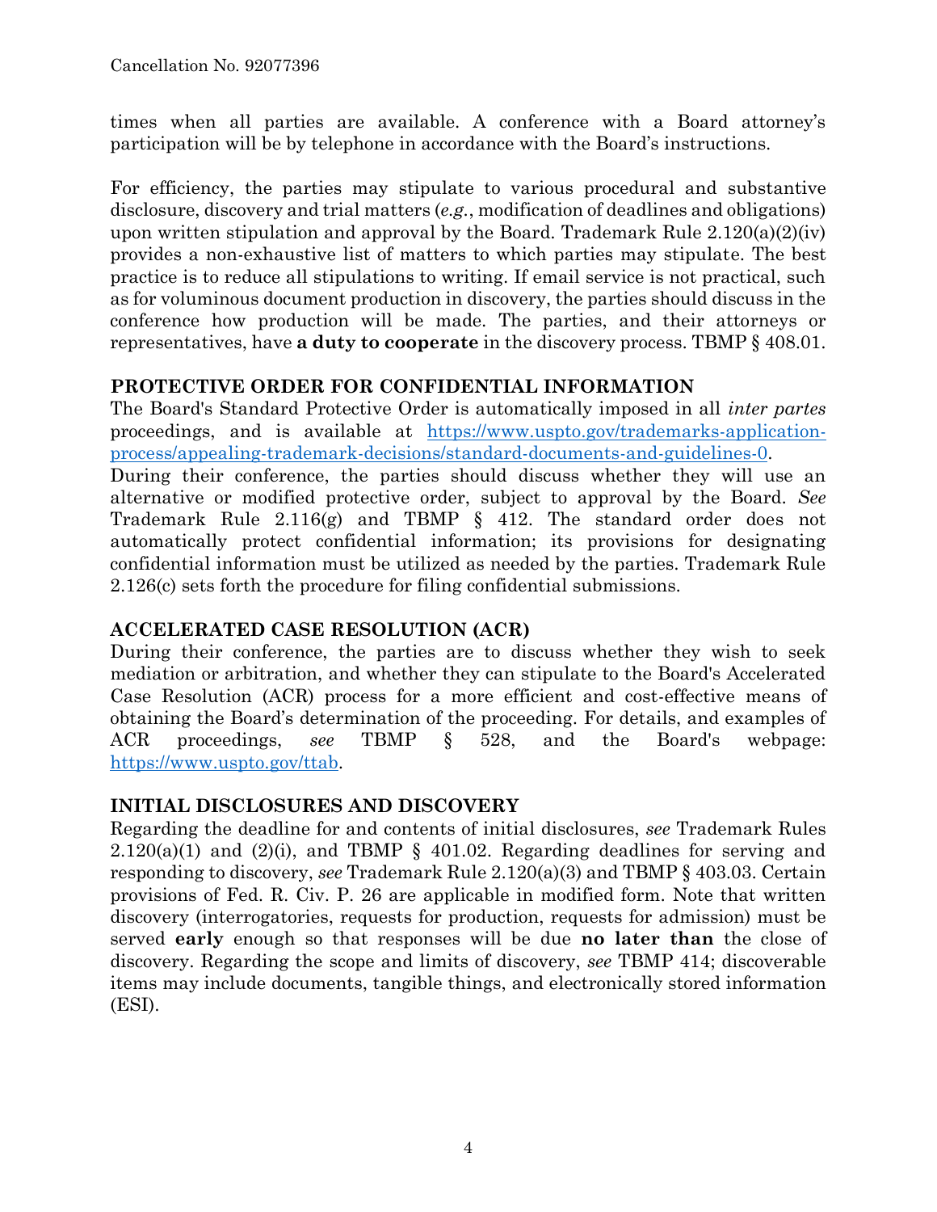times when all parties are available. A conference with a Board attorney's participation will be by telephone in accordance with the Board's instructions.

For efficiency, the parties may stipulate to various procedural and substantive disclosure, discovery and trial matters (*e.g.*, modification of deadlines and obligations) upon written stipulation and approval by the Board. Trademark Rule 2.120(a)(2)(iv) provides a non-exhaustive list of matters to which parties may stipulate. The best practice is to reduce all stipulations to writing. If email service is not practical, such as for voluminous document production in discovery, the parties should discuss in the conference how production will be made. The parties, and their attorneys or representatives, have **a duty to cooperate** in the discovery process. TBMP § 408.01.

## PROTECTIVE ORDER FOR CONFIDENTIAL INFORMATION

The Board's Standard Protective Order is automatically imposed in all *inter partes* proceedings, and is available at [https://www.uspto.gov/trademarks-application-process/appealing-trademark-decisions/standard-documents-and-guidelines-0](https://www.uspto.gov/trademarks-application-process/appealing-trademark-decisions/standard-documents-and-guidelines-0).
During their conference, the parties should discuss whether they will use an alternative or modified protective order, subject to approval by the Board. *See* Trademark Rule 2.116(g) and TBMP § 412. The standard order does not automatically protect confidential information; its provisions for designating confidential information must be utilized as needed by the parties. Trademark Rule 2.126(c) sets forth the procedure for filing confidential submissions.

## ACCELERATED CASE RESOLUTION (ACR)

During their conference, the parties are to discuss whether they wish to seek mediation or arbitration, and whether they can stipulate to the Board's Accelerated Case Resolution (ACR) process for a more efficient and cost-effective means of obtaining the Board's determination of the proceeding. For details, and examples of ACR proceedings, *see* TBMP § 528, and the Board's webpage: [https://www.uspto.gov/ttab](https://www.uspto.gov/ttab).

## INITIAL DISCLOSURES AND DISCOVERY

Regarding the deadline for and contents of initial disclosures, *see* Trademark Rules 2.120(a)(1) and (2)(i), and TBMP § 401.02. Regarding deadlines for serving and responding to discovery, *see* Trademark Rule 2.120(a)(3) and TBMP § 403.03. Certain provisions of Fed. R. Civ. P. 26 are applicable in modified form. Note that written discovery (interrogatories, requests for production, requests for admission) must be served **early** enough so that responses will be due **no later than** the close of discovery. Regarding the scope and limits of discovery, *see* TBMP 414; discoverable items may include documents, tangible things, and electronically stored information (ESI).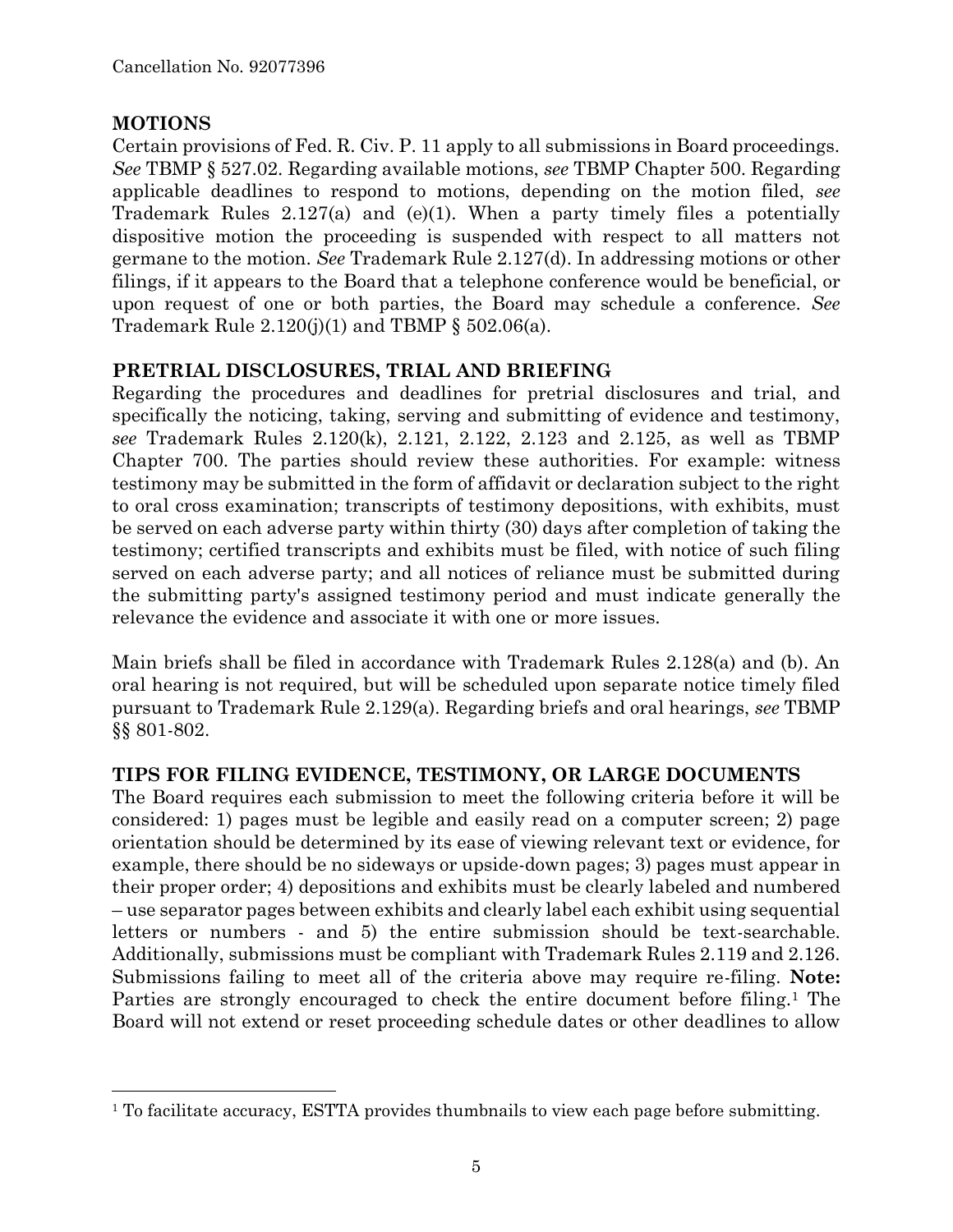## MOTIONS

Certain provisions of Fed. R. Civ. P. 11 apply to all submissions in Board proceedings. *See* TBMP § 527.02. Regarding available motions, *see* TBMP Chapter 500. Regarding applicable deadlines to respond to motions, depending on the motion filed, *see* Trademark Rules 2.127(a) and (e)(1). When a party timely files a potentially dispositive motion the proceeding is suspended with respect to all matters not germane to the motion. *See* Trademark Rule 2.127(d). In addressing motions or other filings, if it appears to the Board that a telephone conference would be beneficial, or upon request of one or both parties, the Board may schedule a conference. *See* Trademark Rule 2.120(j)(1) and TBMP § 502.06(a).

## PRETRIAL DISCLOSURES, TRIAL AND BRIEFING

Regarding the procedures and deadlines for pretrial disclosures and trial, and specifically the noticing, taking, serving and submitting of evidence and testimony, *see* Trademark Rules 2.120(k), 2.121, 2.122, 2.123 and 2.125, as well as TBMP Chapter 700. The parties should review these authorities. For example: witness testimony may be submitted in the form of affidavit or declaration subject to the right to oral cross examination; transcripts of testimony depositions, with exhibits, must be served on each adverse party within thirty (30) days after completion of taking the testimony; certified transcripts and exhibits must be filed, with notice of such filing served on each adverse party; and all notices of reliance must be submitted during the submitting party's assigned testimony period and must indicate generally the relevance the evidence and associate it with one or more issues.

Main briefs shall be filed in accordance with Trademark Rules 2.128(a) and (b). An oral hearing is not required, but will be scheduled upon separate notice timely filed pursuant to Trademark Rule 2.129(a). Regarding briefs and oral hearings, *see* TBMP §§ 801-802.

## TIPS FOR FILING EVIDENCE, TESTIMONY, OR LARGE DOCUMENTS

The Board requires each submission to meet the following criteria before it will be considered: 1) pages must be legible and easily read on a computer screen; 2) page orientation should be determined by its ease of viewing relevant text or evidence, for example, there should be no sideways or upside-down pages; 3) pages must appear in their proper order; 4) depositions and exhibits must be clearly labeled and numbered – use separator pages between exhibits and clearly label each exhibit using sequential letters or numbers - and 5) the entire submission should be text-searchable. Additionally, submissions must be compliant with Trademark Rules 2.119 and 2.126. Submissions failing to meet all of the criteria above may require re-filing. **Note:** Parties are strongly encouraged to check the entire document before filing.[1] The Board will not extend or reset proceeding schedule dates or other deadlines to allow

[1] To facilitate accuracy, ESTTA provides thumbnails to view each page before submitting.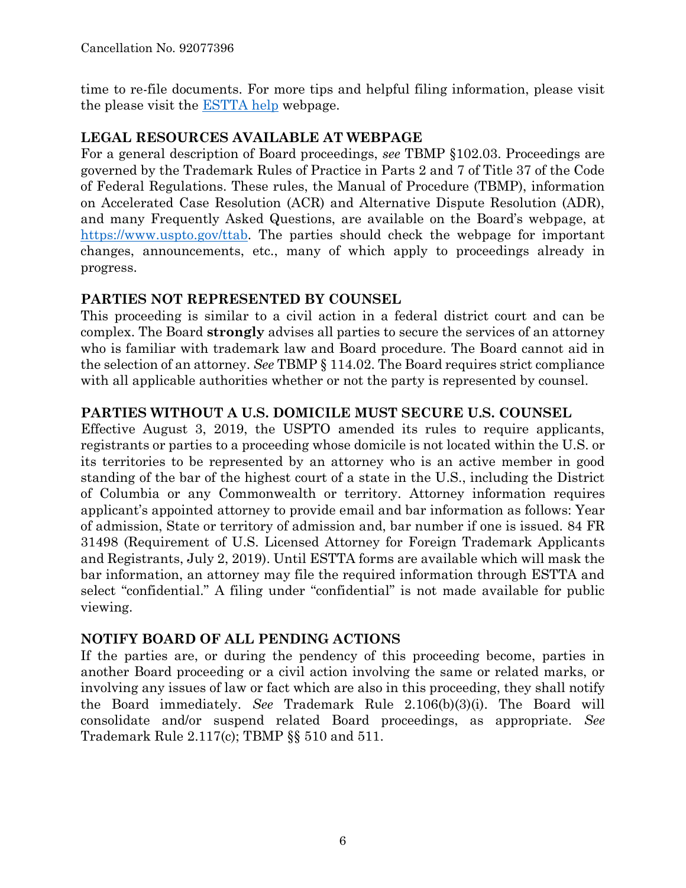time to re-file documents. For more tips and helpful filing information, please visit the please visit the [ESTTA help](#) webpage.

## LEGAL RESOURCES AVAILABLE AT WEBPAGE

For a general description of Board proceedings, *see* TBMP §102.03. Proceedings are governed by the Trademark Rules of Practice in Parts 2 and 7 of Title 37 of the Code of Federal Regulations. These rules, the Manual of Procedure (TBMP), information on Accelerated Case Resolution (ACR) and Alternative Dispute Resolution (ADR), and many Frequently Asked Questions, are available on the Board's webpage, at https://www.uspto.gov/ttab. The parties should check the webpage for important changes, announcements, etc., many of which apply to proceedings already in progress.

## PARTIES NOT REPRESENTED BY COUNSEL

This proceeding is similar to a civil action in a federal district court and can be complex. The Board **strongly** advises all parties to secure the services of an attorney who is familiar with trademark law and Board procedure. The Board cannot aid in the selection of an attorney. *See* TBMP § 114.02. The Board requires strict compliance with all applicable authorities whether or not the party is represented by counsel.

## PARTIES WITHOUT A U.S. DOMICILE MUST SECURE U.S. COUNSEL

Effective August 3, 2019, the USPTO amended its rules to require applicants, registrants or parties to a proceeding whose domicile is not located within the U.S. or its territories to be represented by an attorney who is an active member in good standing of the bar of the highest court of a state in the U.S., including the District of Columbia or any Commonwealth or territory. Attorney information requires applicant's appointed attorney to provide email and bar information as follows: Year of admission, State or territory of admission and, bar number if one is issued. 84 FR 31498 (Requirement of U.S. Licensed Attorney for Foreign Trademark Applicants and Registrants, July 2, 2019). Until ESTTA forms are available which will mask the bar information, an attorney may file the required information through ESTTA and select "confidential." A filing under "confidential" is not made available for public viewing.

## NOTIFY BOARD OF ALL PENDING ACTIONS

If the parties are, or during the pendency of this proceeding become, parties in another Board proceeding or a civil action involving the same or related marks, or involving any issues of law or fact which are also in this proceeding, they shall notify the Board immediately. *See* Trademark Rule 2.106(b)(3)(i). The Board will consolidate and/or suspend related Board proceedings, as appropriate. *See* Trademark Rule 2.117(c); TBMP §§ 510 and 511.